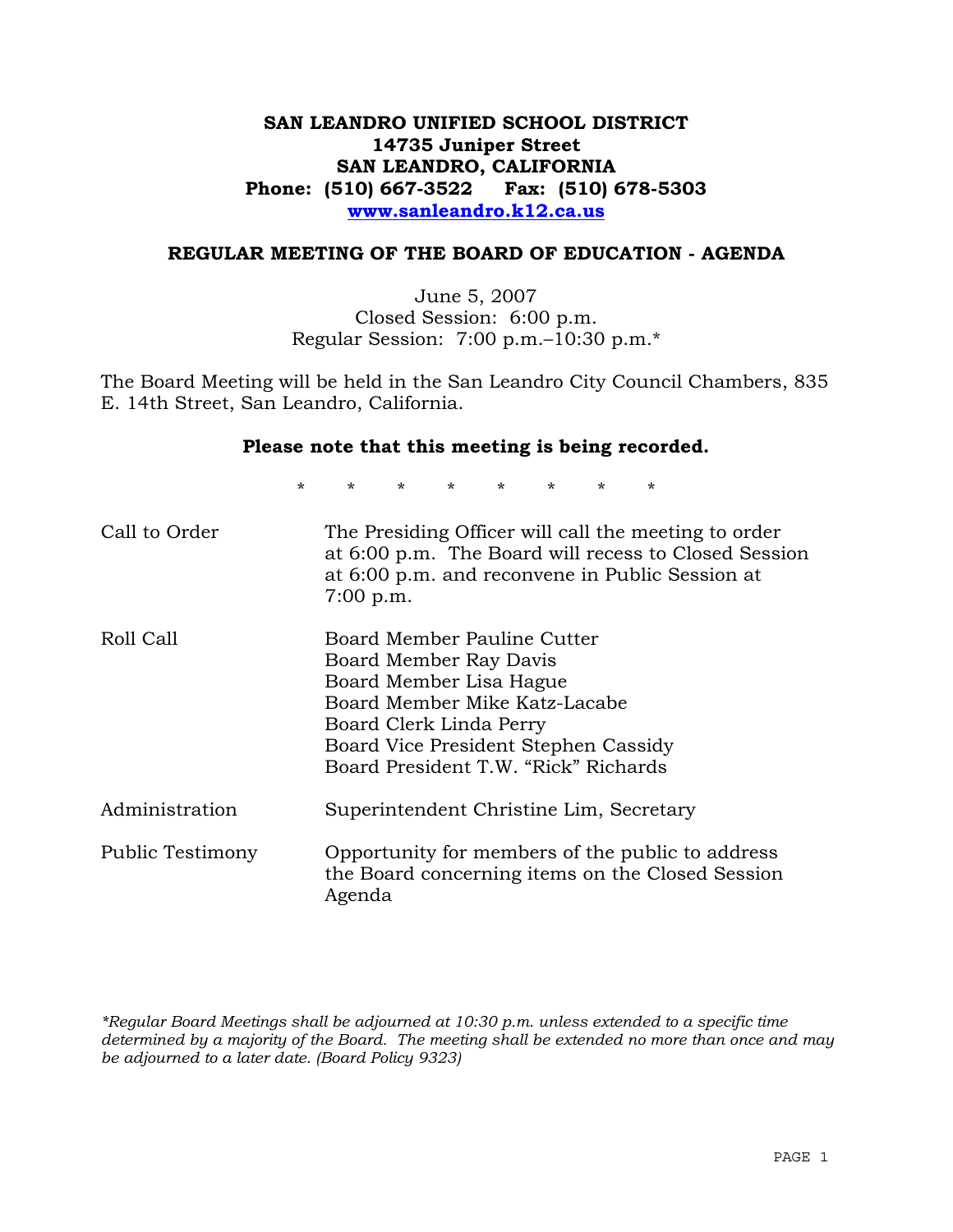**SAN LEANDRO UNIFIED SCHOOL DISTRICT**
**14735 Juniper Street**
**SAN LEANDRO, CALIFORNIA**
**Phone: (510) 667-3522 Fax: (510) 678-5303**
**www.sanleandro.k12.ca.us**

## REGULAR MEETING OF THE BOARD OF EDUCATION - AGENDA

June 5, 2007
Closed Session: 6:00 p.m.
Regular Session: 7:00 p.m.–10:30 p.m.*

The Board Meeting will be held in the San Leandro City Council Chambers, 835 E. 14th Street, San Leandro, California.

**Please note that this meeting is being recorded.**

\* \* \* \* \* \* \* \*

| | |
|---|---|
| Call to Order | The Presiding Officer will call the meeting to order at 6:00 p.m. The Board will recess to Closed Session at 6:00 p.m. and reconvene in Public Session at 7:00 p.m. |
| Roll Call | Board Member Pauline Cutter<br>Board Member Ray Davis<br>Board Member Lisa Hague<br>Board Member Mike Katz-Lacabe<br>Board Clerk Linda Perry<br>Board Vice President Stephen Cassidy<br>Board President T.W. "Rick" Richards |
| Administration | Superintendent Christine Lim, Secretary |
| Public Testimony | Opportunity for members of the public to address the Board concerning items on the Closed Session Agenda |

*\*Regular Board Meetings shall be adjourned at 10:30 p.m. unless extended to a specific time determined by a majority of the Board. The meeting shall be extended no more than once and may be adjourned to a later date. (Board Policy 9323)*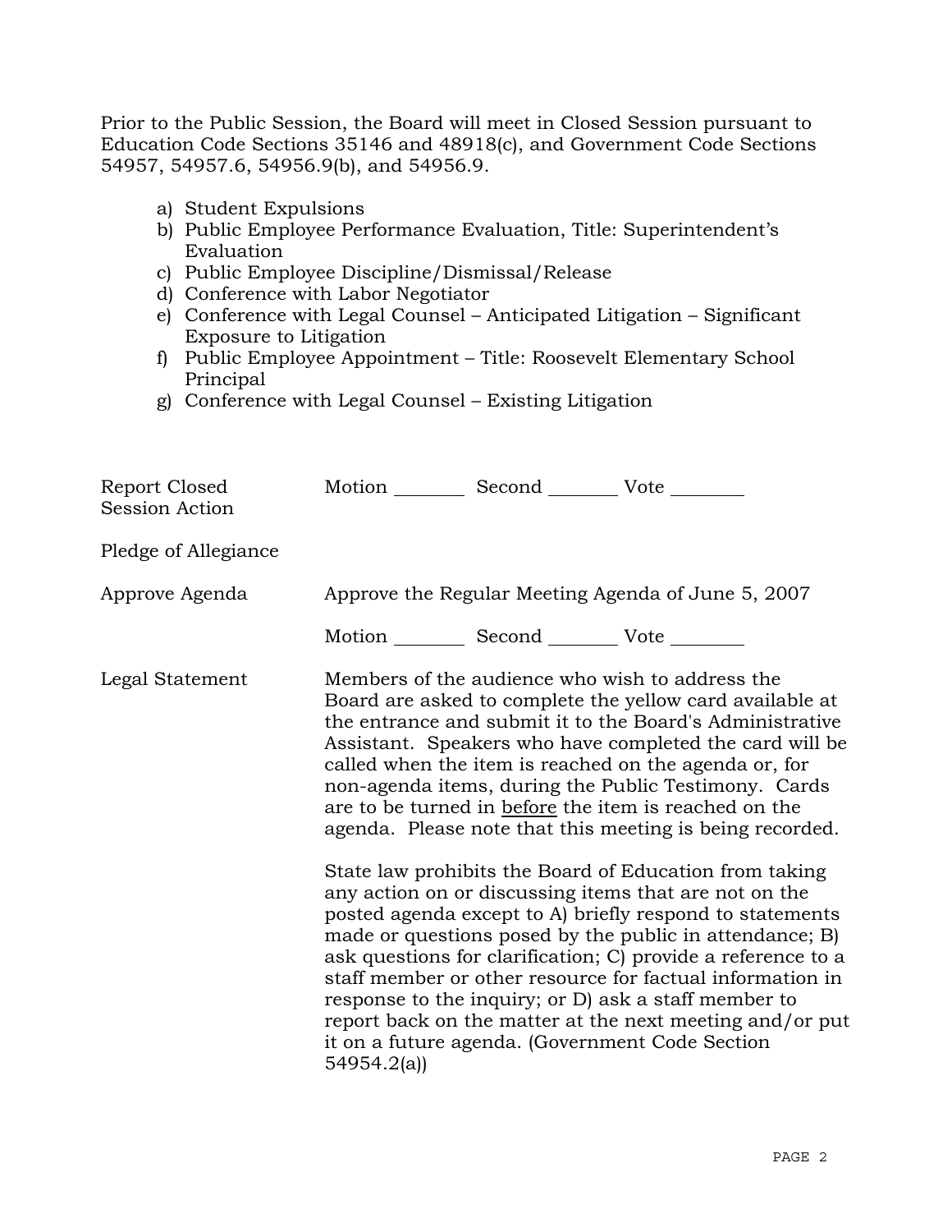Prior to the Public Session, the Board will meet in Closed Session pursuant to Education Code Sections 35146 and 48918(c), and Government Code Sections 54957, 54957.6, 54956.9(b), and 54956.9.

a) Student Expulsions
b) Public Employee Performance Evaluation, Title: Superintendent's Evaluation
c) Public Employee Discipline/Dismissal/Release
d) Conference with Labor Negotiator
e) Conference with Legal Counsel – Anticipated Litigation – Significant Exposure to Litigation
f) Public Employee Appointment – Title: Roosevelt Elementary School Principal
g) Conference with Legal Counsel – Existing Litigation

Report Closed Session Action — Motion ________ Second ________ Vote ________

Pledge of Allegiance

Approve Agenda — Approve the Regular Meeting Agenda of June 5, 2007

Motion ________ Second ________ Vote ________

Legal Statement — Members of the audience who wish to address the Board are asked to complete the yellow card available at the entrance and submit it to the Board's Administrative Assistant. Speakers who have completed the card will be called when the item is reached on the agenda or, for non-agenda items, during the Public Testimony. Cards are to be turned in <u>before</u> the item is reached on the agenda. Please note that this meeting is being recorded.

State law prohibits the Board of Education from taking any action on or discussing items that are not on the posted agenda except to A) briefly respond to statements made or questions posed by the public in attendance; B) ask questions for clarification; C) provide a reference to a staff member or other resource for factual information in response to the inquiry; or D) ask a staff member to report back on the matter at the next meeting and/or put it on a future agenda. (Government Code Section 54954.2(a))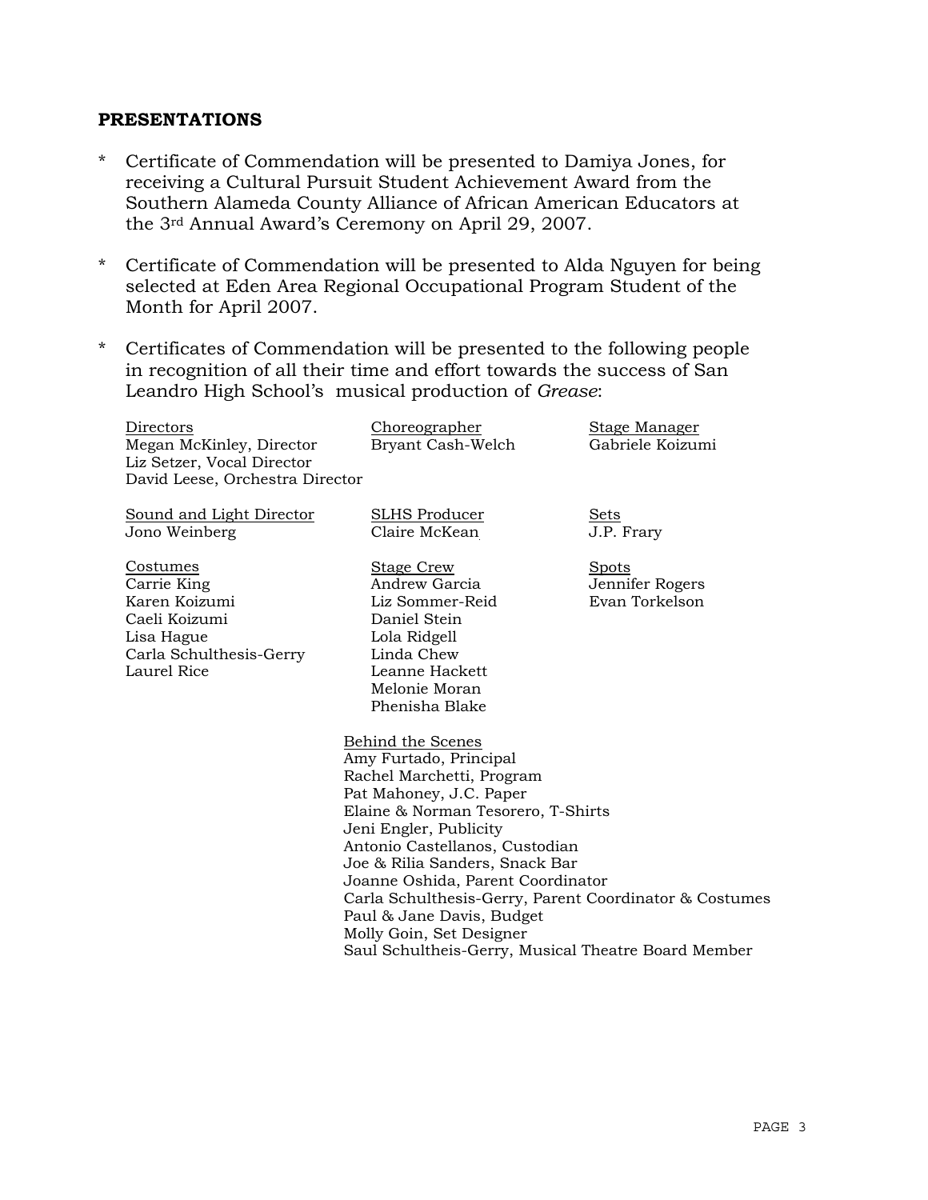## PRESENTATIONS

- Certificate of Commendation will be presented to Damiya Jones, for receiving a Cultural Pursuit Student Achievement Award from the Southern Alameda County Alliance of African American Educators at the 3rd Annual Award's Ceremony on April 29, 2007.

- Certificate of Commendation will be presented to Alda Nguyen for being selected at Eden Area Regional Occupational Program Student of the Month for April 2007.

- Certificates of Commendation will be presented to the following people in recognition of all their time and effort towards the success of San Leandro High School's musical production of *Grease*:

Directors
Megan McKinley, Director
Liz Setzer, Vocal Director
David Leese, Orchestra Director

Choreographer
Bryant Cash-Welch

Stage Manager
Gabriele Koizumi

Sound and Light Director
Jono Weinberg

SLHS Producer
Claire McKean

Sets
J.P. Frary

Costumes
Carrie King
Karen Koizumi
Caeli Koizumi
Lisa Hague
Carla Schulthesis-Gerry
Laurel Rice

Stage Crew
Andrew Garcia
Liz Sommer-Reid
Daniel Stein
Lola Ridgell
Linda Chew
Leanne Hackett
Melonie Moran
Phenisha Blake

Spots
Jennifer Rogers
Evan Torkelson

Behind the Scenes
Amy Furtado, Principal
Rachel Marchetti, Program
Pat Mahoney, J.C. Paper
Elaine & Norman Tesorero, T-Shirts
Jeni Engler, Publicity
Antonio Castellanos, Custodian
Joe & Rilia Sanders, Snack Bar
Joanne Oshida, Parent Coordinator
Carla Schulthesis-Gerry, Parent Coordinator & Costumes
Paul & Jane Davis, Budget
Molly Goin, Set Designer
Saul Schultheis-Gerry, Musical Theatre Board Member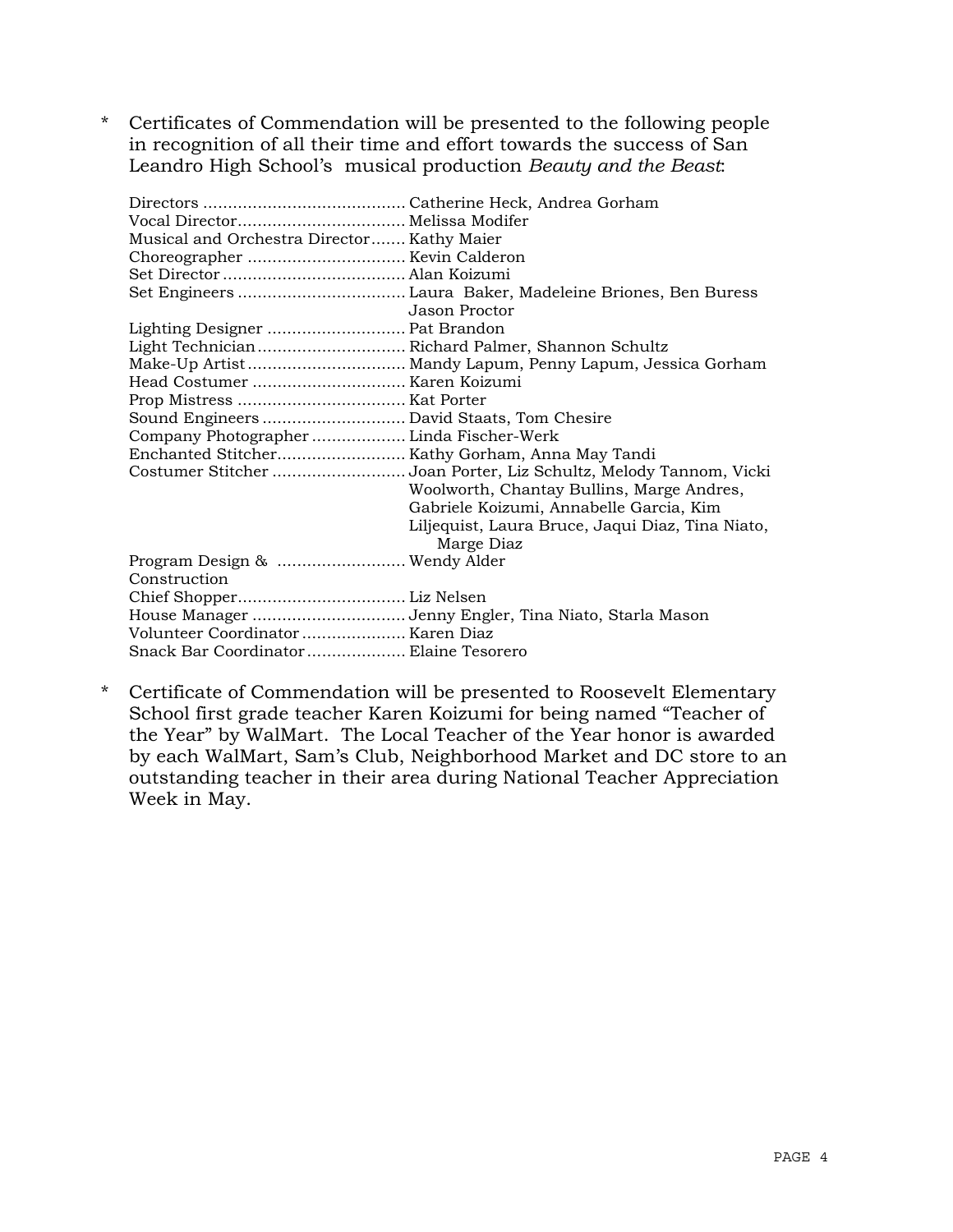* Certificates of Commendation will be presented to the following people in recognition of all their time and effort towards the success of San Leandro High School's musical production *Beauty and the Beast*:

| | |
|---|---|
| Directors | Catherine Heck, Andrea Gorham |
| Vocal Director | Melissa Modifer |
| Musical and Orchestra Director | Kathy Maier |
| Choreographer | Kevin Calderon |
| Set Director | Alan Koizumi |
| Set Engineers | Laura Baker, Madeleine Briones, Ben Buress Jason Proctor |
| Lighting Designer | Pat Brandon |
| Light Technician | Richard Palmer, Shannon Schultz |
| Make-Up Artist | Mandy Lapum, Penny Lapum, Jessica Gorham |
| Head Costumer | Karen Koizumi |
| Prop Mistress | Kat Porter |
| Sound Engineers | David Staats, Tom Chesire |
| Company Photographer | Linda Fischer-Werk |
| Enchanted Stitcher | Kathy Gorham, Anna May Tandi |
| Costumer Stitcher | Joan Porter, Liz Schultz, Melody Tannom, Vicki Woolworth, Chantay Bullins, Marge Andres, Gabriele Koizumi, Annabelle Garcia, Kim Liljequist, Laura Bruce, Jaqui Diaz, Tina Niato, Marge Diaz |
| Program Design & Construction | Wendy Alder |
| Chief Shopper | Liz Nelsen |
| House Manager | Jenny Engler, Tina Niato, Starla Mason |
| Volunteer Coordinator | Karen Diaz |
| Snack Bar Coordinator | Elaine Tesorero |

* Certificate of Commendation will be presented to Roosevelt Elementary School first grade teacher Karen Koizumi for being named "Teacher of the Year" by WalMart. The Local Teacher of the Year honor is awarded by each WalMart, Sam's Club, Neighborhood Market and DC store to an outstanding teacher in their area during National Teacher Appreciation Week in May.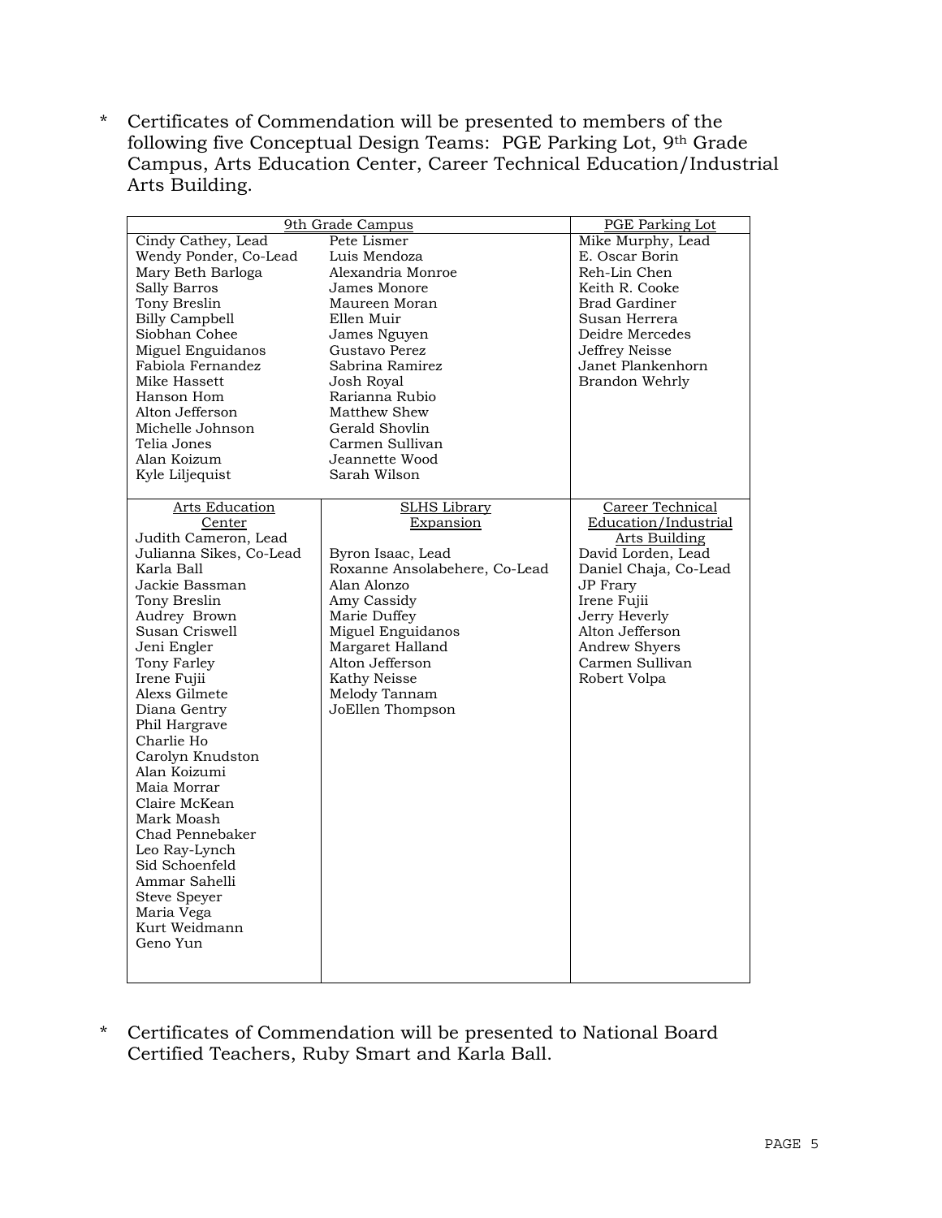\* Certificates of Commendation will be presented to members of the following five Conceptual Design Teams: PGE Parking Lot, 9th Grade Campus, Arts Education Center, Career Technical Education/Industrial Arts Building.

| 9th Grade Campus | | PGE Parking Lot |
|---|---|---|
| Cindy Cathey, Lead | Pete Lismer | Mike Murphy, Lead |
| Wendy Ponder, Co-Lead | Luis Mendoza | E. Oscar Borin |
| Mary Beth Barloga | Alexandria Monroe | Reh-Lin Chen |
| Sally Barros | James Monore | Keith R. Cooke |
| Tony Breslin | Maureen Moran | Brad Gardiner |
| Billy Campbell | Ellen Muir | Susan Herrera |
| Siobhan Cohee | James Nguyen | Deidre Mercedes |
| Miguel Enguidanos | Gustavo Perez | Jeffrey Neisse |
| Fabiola Fernandez | Sabrina Ramirez | Janet Plankenhorn |
| Mike Hassett | Josh Royal | Brandon Wehrly |
| Hanson Hom | Rarianna Rubio | |
| Alton Jefferson | Matthew Shew | |
| Michelle Johnson | Gerald Shovlin | |
| Telia Jones | Carmen Sullivan | |
| Alan Koizum | Jeannette Wood | |
| Kyle Liljequist | Sarah Wilson | |

| Arts Education Center | SLHS Library Expansion | Career Technical Education/Industrial Arts Building |
|---|---|---|
| Judith Cameron, Lead | Byron Isaac, Lead | David Lorden, Lead |
| Julianna Sikes, Co-Lead | Roxanne Ansolabehere, Co-Lead | Daniel Chaja, Co-Lead |
| Karla Ball | Alan Alonzo | JP Frary |
| Jackie Bassman | Amy Cassidy | Irene Fujii |
| Tony Breslin | Marie Duffey | Jerry Heverly |
| Audrey Brown | Miguel Enguidanos | Alton Jefferson |
| Susan Criswell | Margaret Halland | Andrew Shyers |
| Jeni Engler | Alton Jefferson | Carmen Sullivan |
| Tony Farley | Kathy Neisse | Robert Volpa |
| Irene Fujii | Melody Tannam | |
| Alexs Gilmete | JoEllen Thompson | |
| Diana Gentry | | |
| Phil Hargrave | | |
| Charlie Ho | | |
| Carolyn Knudston | | |
| Alan Koizumi | | |
| Maia Morrar | | |
| Claire McKean | | |
| Mark Moash | | |
| Chad Pennebaker | | |
| Leo Ray-Lynch | | |
| Sid Schoenfeld | | |
| Ammar Sahelli | | |
| Steve Speyer | | |
| Maria Vega | | |
| Kurt Weidmann | | |
| Geno Yun | | |

\* Certificates of Commendation will be presented to National Board Certified Teachers, Ruby Smart and Karla Ball.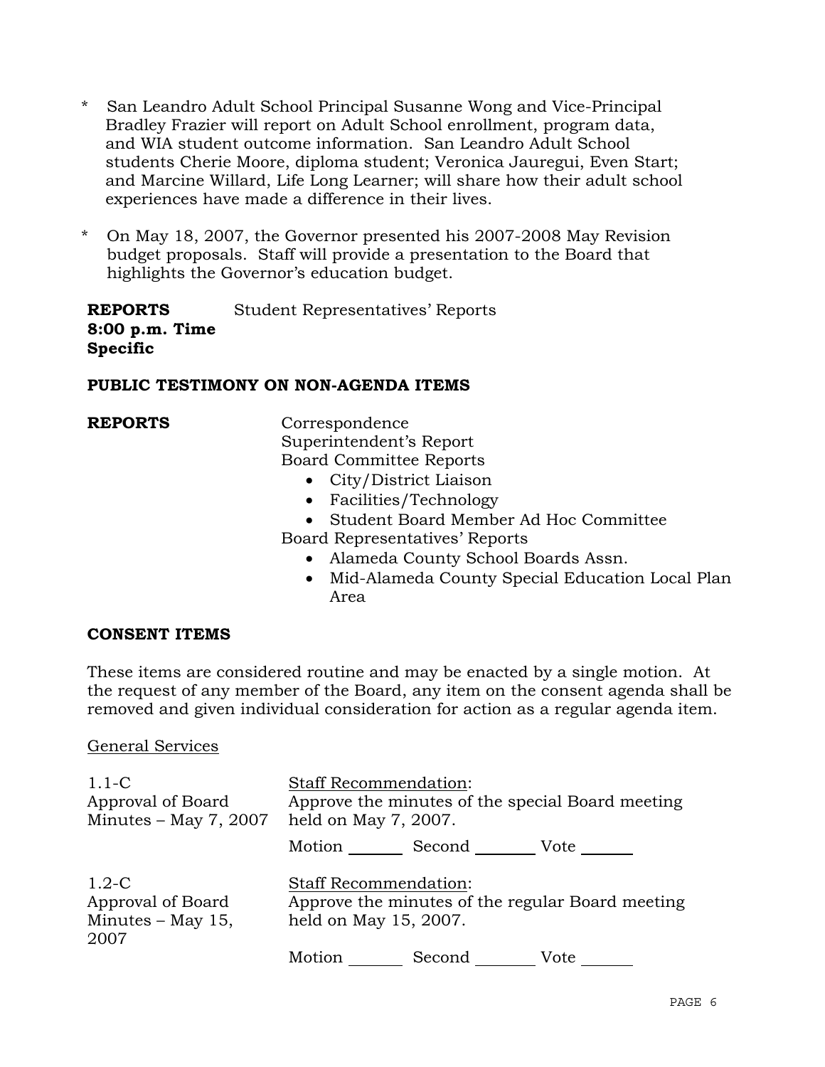* San Leandro Adult School Principal Susanne Wong and Vice-Principal Bradley Frazier will report on Adult School enrollment, program data, and WIA student outcome information. San Leandro Adult School students Cherie Moore, diploma student; Veronica Jauregui, Even Start; and Marcine Willard, Life Long Learner; will share how their adult school experiences have made a difference in their lives.

* On May 18, 2007, the Governor presented his 2007-2008 May Revision budget proposals. Staff will provide a presentation to the Board that highlights the Governor's education budget.

**REPORTS 8:00 p.m. Time Specific** — Student Representatives' Reports

**PUBLIC TESTIMONY ON NON-AGENDA ITEMS**

**REPORTS**

Correspondence

Superintendent's Report

Board Committee Reports

- City/District Liaison
- Facilities/Technology
- Student Board Member Ad Hoc Committee

Board Representatives' Reports

- Alameda County School Boards Assn.
- Mid-Alameda County Special Education Local Plan Area

**CONSENT ITEMS**

These items are considered routine and may be enacted by a single motion. At the request of any member of the Board, any item on the consent agenda shall be removed and given individual consideration for action as a regular agenda item.

General Services

1.1-C Approval of Board Minutes – May 7, 2007

Staff Recommendation:
Approve the minutes of the special Board meeting held on May 7, 2007.

Motion _______ Second _______ Vote _______

1.2-C Approval of Board Minutes – May 15, 2007

Staff Recommendation:
Approve the minutes of the regular Board meeting held on May 15, 2007.

Motion _______ Second _______ Vote _______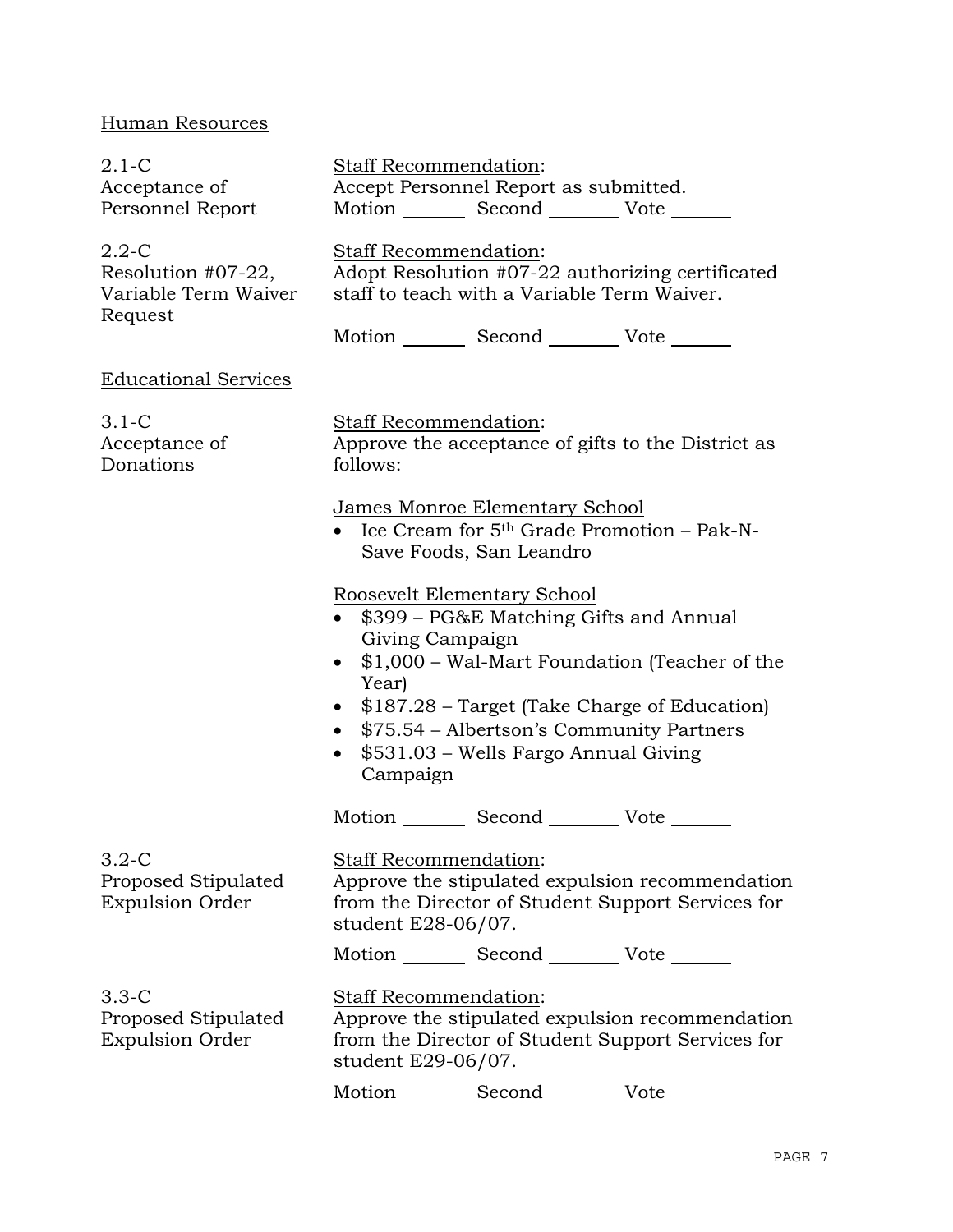Human Resources

2.1-C
Acceptance of Personnel Report

Staff Recommendation:
Accept Personnel Report as submitted.
Motion _______ Second ________ Vote _______

2.2-C
Resolution #07-22, Variable Term Waiver Request

Staff Recommendation:
Adopt Resolution #07-22 authorizing certificated staff to teach with a Variable Term Waiver.

Motion _______ Second ________ Vote _______

Educational Services

3.1-C
Acceptance of Donations

Staff Recommendation:
Approve the acceptance of gifts to the District as follows:

James Monroe Elementary School

- Ice Cream for 5th Grade Promotion – Pak-N-Save Foods, San Leandro

Roosevelt Elementary School

- $399 – PG&E Matching Gifts and Annual Giving Campaign
- $1,000 – Wal-Mart Foundation (Teacher of the Year)
- $187.28 – Target (Take Charge of Education)
- $75.54 – Albertson's Community Partners
- $531.03 – Wells Fargo Annual Giving Campaign

Motion _______ Second ________ Vote _______

3.2-C
Proposed Stipulated Expulsion Order

Staff Recommendation:
Approve the stipulated expulsion recommendation from the Director of Student Support Services for student E28-06/07.

Motion _______ Second ________ Vote _______

3.3-C
Proposed Stipulated Expulsion Order

Staff Recommendation:
Approve the stipulated expulsion recommendation from the Director of Student Support Services for student E29-06/07.

Motion _______ Second ________ Vote _______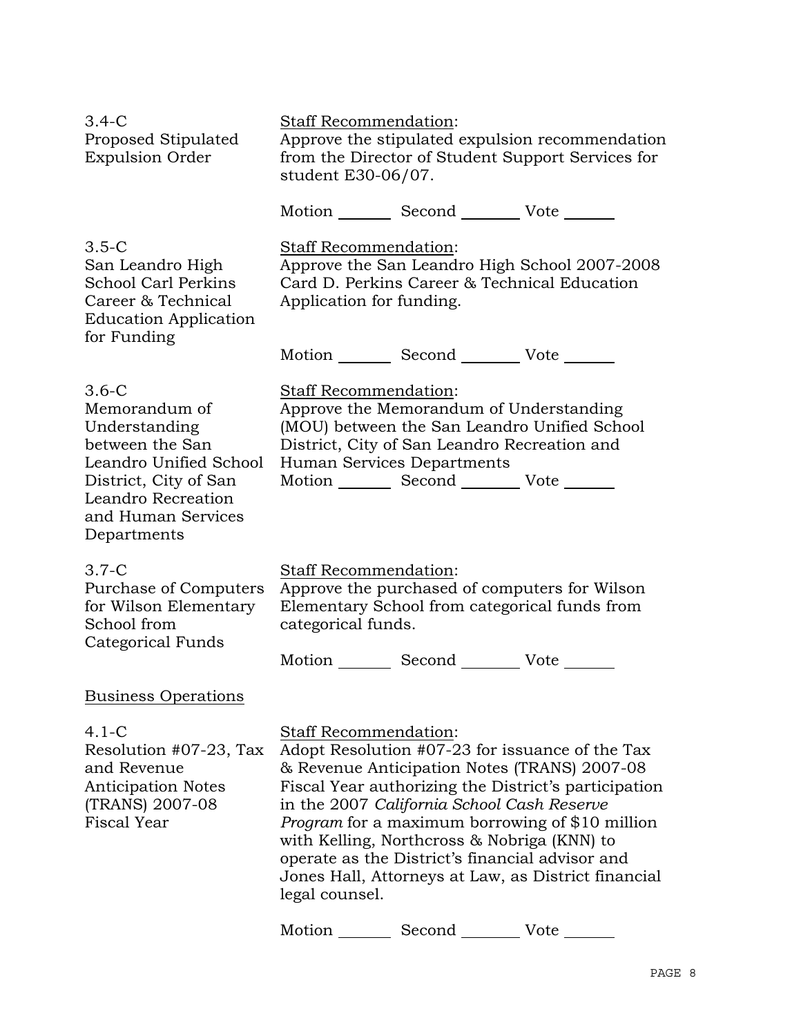3.4-C
Proposed Stipulated Expulsion Order

Staff Recommendation:
Approve the stipulated expulsion recommendation from the Director of Student Support Services for student E30-06/07.

Motion _______ Second _______ Vote _______

3.5-C
San Leandro High School Carl Perkins Career & Technical Education Application for Funding

Staff Recommendation:
Approve the San Leandro High School 2007-2008 Card D. Perkins Career & Technical Education Application for funding.

Motion _______ Second _______ Vote _______

3.6-C
Memorandum of Understanding between the San Leandro Unified School District, City of San Leandro Recreation and Human Services Departments

Staff Recommendation:
Approve the Memorandum of Understanding (MOU) between the San Leandro Unified School District, City of San Leandro Recreation and Human Services Departments

Motion _______ Second _______ Vote _______

3.7-C
Purchase of Computers for Wilson Elementary School from Categorical Funds

Staff Recommendation:
Approve the purchased of computers for Wilson Elementary School from categorical funds from categorical funds.

Motion _______ Second _______ Vote _______

Business Operations

4.1-C
Resolution #07-23, Tax and Revenue Anticipation Notes (TRANS) 2007-08 Fiscal Year

Staff Recommendation:
Adopt Resolution #07-23 for issuance of the Tax & Revenue Anticipation Notes (TRANS) 2007-08 Fiscal Year authorizing the District's participation in the 2007 *California School Cash Reserve Program* for a maximum borrowing of $10 million with Kelling, Northcross & Nobriga (KNN) to operate as the District's financial advisor and Jones Hall, Attorneys at Law, as District financial legal counsel.

Motion _______ Second _______ Vote _______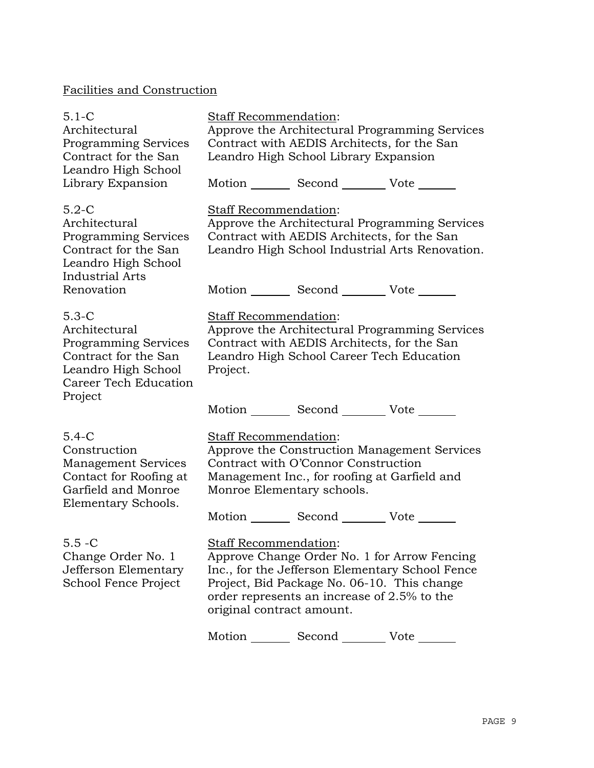Facilities and Construction

5.1-C
Architectural Programming Services Contract for the San Leandro High School Library Expansion

Staff Recommendation:
Approve the Architectural Programming Services Contract with AEDIS Architects, for the San Leandro High School Library Expansion

Motion _______ Second _______ Vote _______

5.2-C
Architectural Programming Services Contract for the San Leandro High School Industrial Arts Renovation

Staff Recommendation:
Approve the Architectural Programming Services Contract with AEDIS Architects, for the San Leandro High School Industrial Arts Renovation.

Motion _______ Second _______ Vote _______

5.3-C
Architectural Programming Services Contract for the San Leandro High School Career Tech Education Project

Staff Recommendation:
Approve the Architectural Programming Services Contract with AEDIS Architects, for the San Leandro High School Career Tech Education Project.

Motion _______ Second _______ Vote _______

5.4-C
Construction Management Services Contact for Roofing at Garfield and Monroe Elementary Schools.

Staff Recommendation:
Approve the Construction Management Services Contract with O'Connor Construction Management Inc., for roofing at Garfield and Monroe Elementary schools.

Motion _______ Second _______ Vote _______

5.5 -C
Change Order No. 1 Jefferson Elementary School Fence Project

Staff Recommendation:
Approve Change Order No. 1 for Arrow Fencing Inc., for the Jefferson Elementary School Fence Project, Bid Package No. 06-10. This change order represents an increase of 2.5% to the original contract amount.

Motion _______ Second _______ Vote _______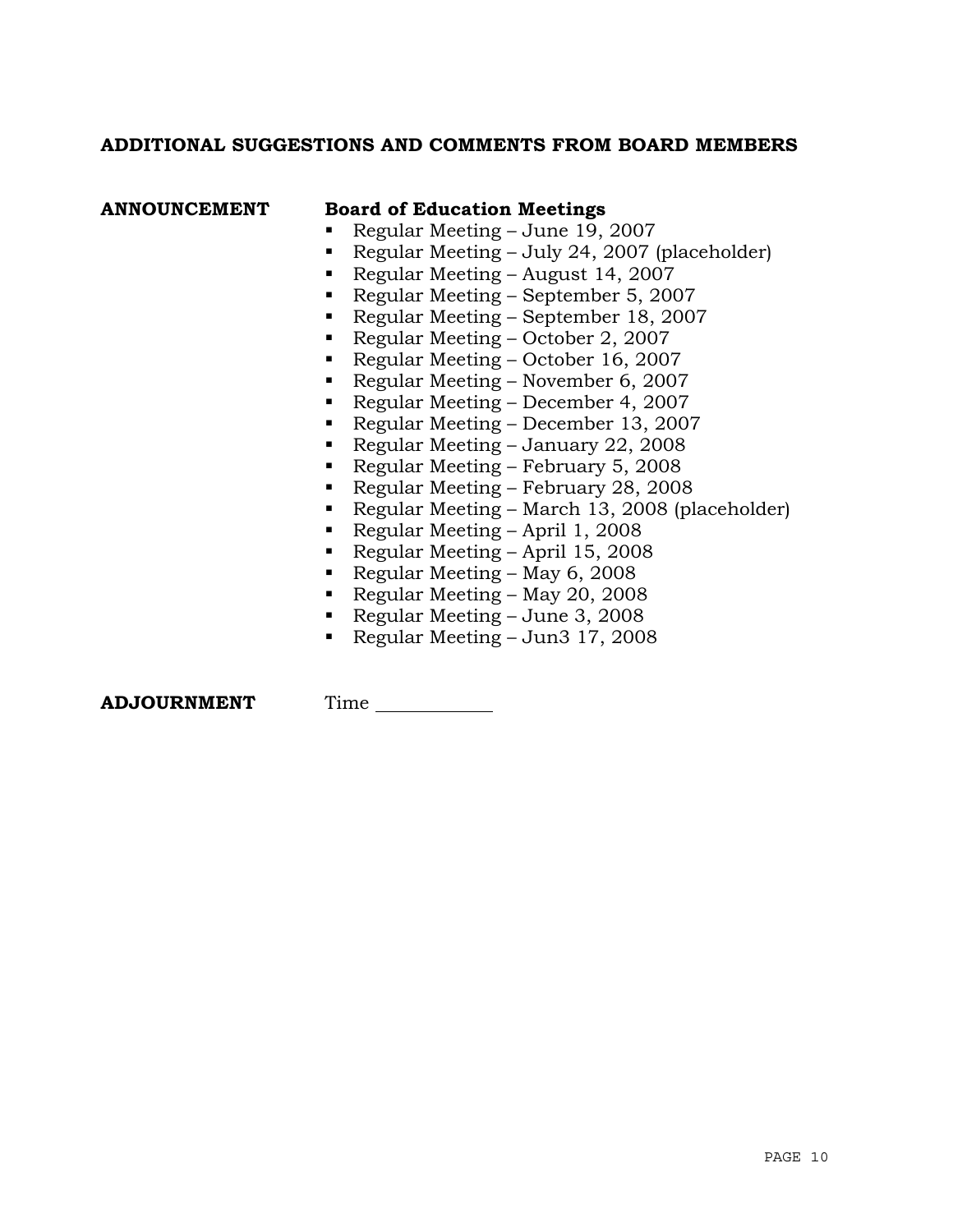**ADDITIONAL SUGGESTIONS AND COMMENTS FROM BOARD MEMBERS**

**ANNOUNCEMENT**

**Board of Education Meetings**

- Regular Meeting – June 19, 2007
- Regular Meeting – July 24, 2007 (placeholder)
- Regular Meeting – August 14, 2007
- Regular Meeting – September 5, 2007
- Regular Meeting – September 18, 2007
- Regular Meeting – October 2, 2007
- Regular Meeting – October 16, 2007
- Regular Meeting – November 6, 2007
- Regular Meeting – December 4, 2007
- Regular Meeting – December 13, 2007
- Regular Meeting – January 22, 2008
- Regular Meeting – February 5, 2008
- Regular Meeting – February 28, 2008
- Regular Meeting – March 13, 2008 (placeholder)
- Regular Meeting – April 1, 2008
- Regular Meeting – April 15, 2008
- Regular Meeting – May 6, 2008
- Regular Meeting – May 20, 2008
- Regular Meeting – June 3, 2008
- Regular Meeting – Jun3 17, 2008

**ADJOURNMENT** Time ____________